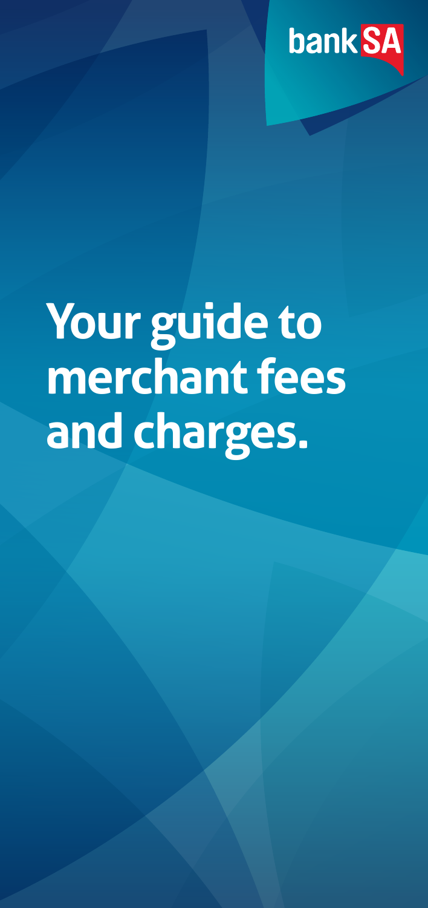bank SA

# Your guide to merchant fees and charges.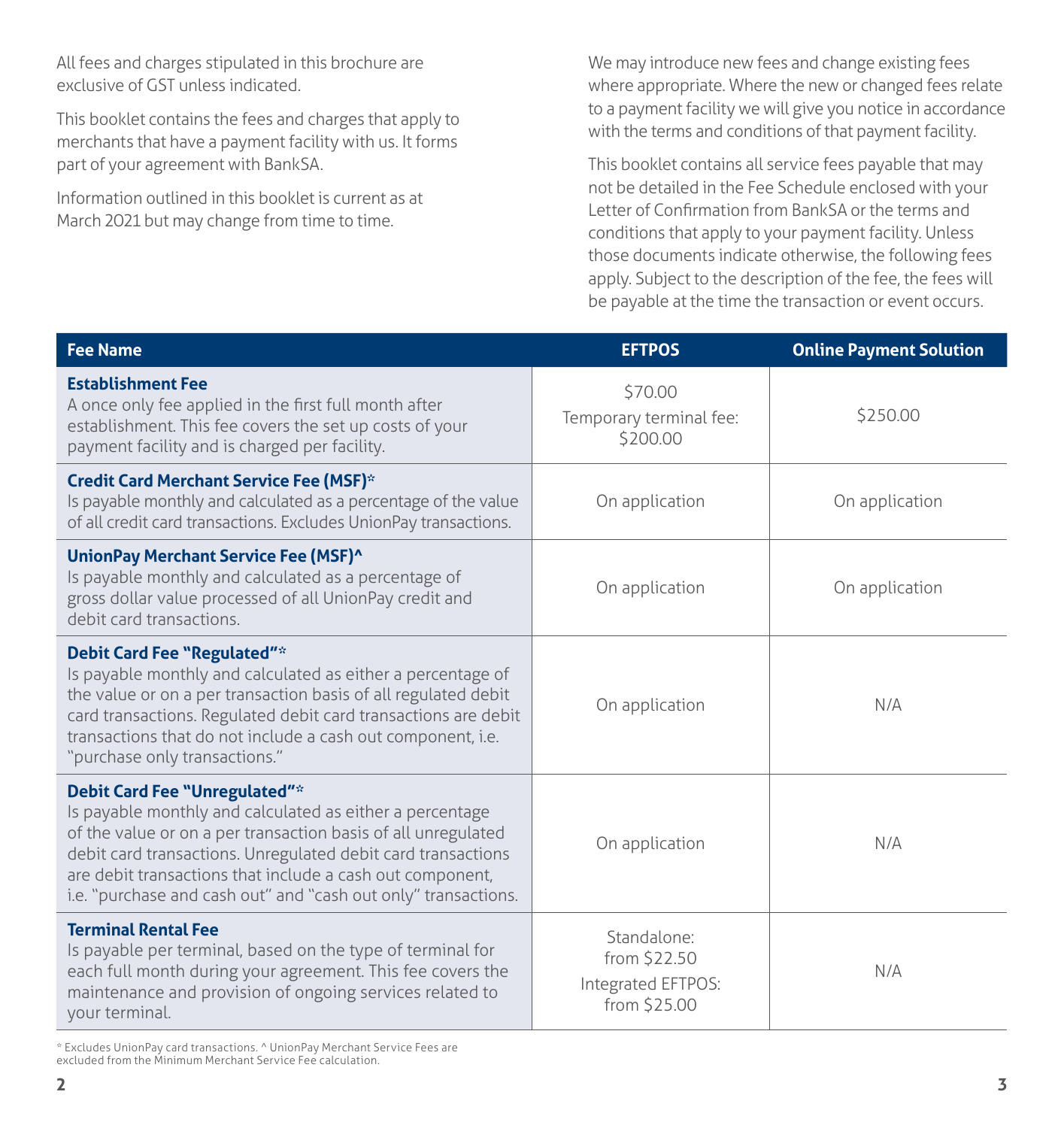All fees and charges stipulated in this brochure are exclusive of GST unless indicated.

This booklet contains the fees and charges that apply to merchants that have a payment facility with us. It forms part of your agreement with BankSA.

Information outlined in this booklet is current as at March 2021 but may change from time to time.

We may introduce new fees and change existing fees where appropriate. Where the new or changed fees relate to a payment facility we will give you notice in accordance with the terms and conditions of that payment facility.

This booklet contains all service fees payable that may not be detailed in the Fee Schedule enclosed with your Letter of Confirmation from BankSA or the terms and conditions that apply to your payment facility. Unless those documents indicate otherwise, the following fees apply. Subject to the description of the fee, the fees will be payable at the time the transaction or event occurs.

| Fee Name | EFTPOS | Online Payment Solution |
|---|---|---|
| **Establishment Fee**<br>A once only fee applied in the first full month after establishment. This fee covers the set up costs of your payment facility and is charged per facility. | $70.00<br>Temporary terminal fee: $200.00 | $250.00 |
| **Credit Card Merchant Service Fee (MSF)***<br>Is payable monthly and calculated as a percentage of the value of all credit card transactions. Excludes UnionPay transactions. | On application | On application |
| **UnionPay Merchant Service Fee (MSF)^**<br>Is payable monthly and calculated as a percentage of gross dollar value processed of all UnionPay credit and debit card transactions. | On application | On application |
| **Debit Card Fee "Regulated"***<br>Is payable monthly and calculated as either a percentage of the value or on a per transaction basis of all regulated debit card transactions. Regulated debit card transactions are debit transactions that do not include a cash out component, i.e. "purchase only transactions." | On application | N/A |
| **Debit Card Fee "Unregulated"***<br>Is payable monthly and calculated as either a percentage of the value or on a per transaction basis of all unregulated debit card transactions. Unregulated debit card transactions are debit transactions that include a cash out component, i.e. "purchase and cash out" and "cash out only" transactions. | On application | N/A |
| **Terminal Rental Fee**<br>Is payable per terminal, based on the type of terminal for each full month during your agreement. This fee covers the maintenance and provision of ongoing services related to your terminal. | Standalone: from $22.50<br>Integrated EFTPOS: from $25.00 | N/A |

* Excludes UnionPay card transactions. ^ UnionPay Merchant Service Fees are excluded from the Minimum Merchant Service Fee calculation.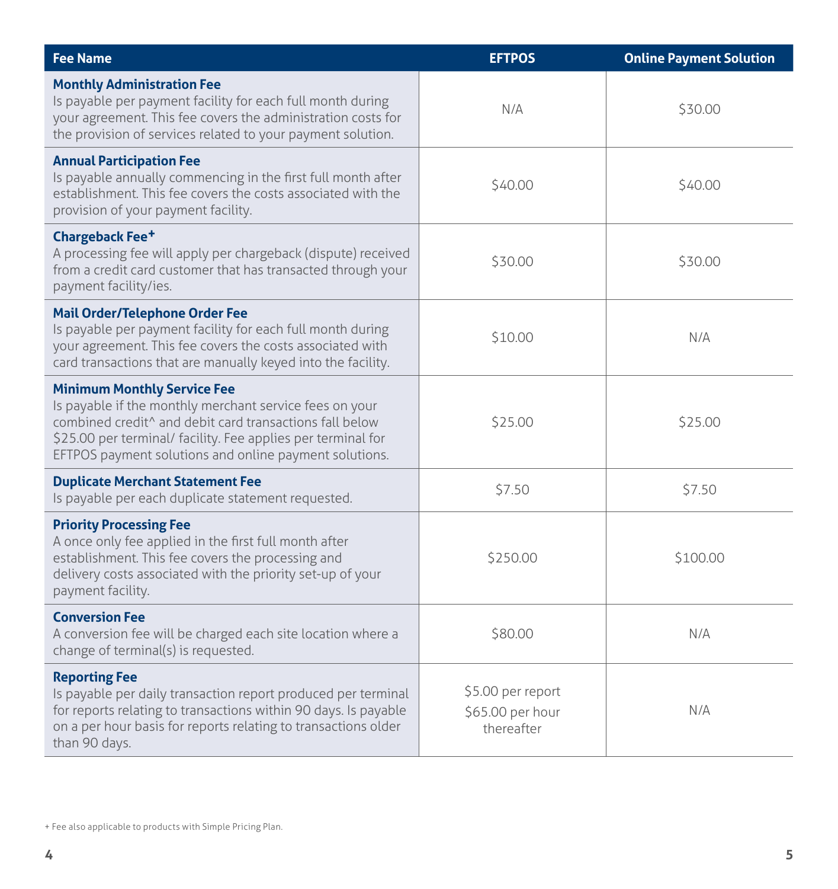| Fee Name | EFTPOS | Online Payment Solution |
|---|---|---|
| **Monthly Administration Fee** Is payable per payment facility for each full month during your agreement. This fee covers the administration costs for the provision of services related to your payment solution. | N/A | $30.00 |
| **Annual Participation Fee** Is payable annually commencing in the first full month after establishment. This fee covers the costs associated with the provision of your payment facility. | $40.00 | $40.00 |
| **Chargeback Fee+** A processing fee will apply per chargeback (dispute) received from a credit card customer that has transacted through your payment facility/ies. | $30.00 | $30.00 |
| **Mail Order/Telephone Order Fee** Is payable per payment facility for each full month during your agreement. This fee covers the costs associated with card transactions that are manually keyed into the facility. | $10.00 | N/A |
| **Minimum Monthly Service Fee** Is payable if the monthly merchant service fees on your combined credit^ and debit card transactions fall below $25.00 per terminal/ facility. Fee applies per terminal for EFTPOS payment solutions and online payment solutions. | $25.00 | $25.00 |
| **Duplicate Merchant Statement Fee** Is payable per each duplicate statement requested. | $7.50 | $7.50 |
| **Priority Processing Fee** A once only fee applied in the first full month after establishment. This fee covers the processing and delivery costs associated with the priority set-up of your payment facility. | $250.00 | $100.00 |
| **Conversion Fee** A conversion fee will be charged each site location where a change of terminal(s) is requested. | $80.00 | N/A |
| **Reporting Fee** Is payable per daily transaction report produced per terminal for reports relating to transactions within 90 days. Is payable on a per hour basis for reports relating to transactions older than 90 days. | $5.00 per report $65.00 per hour thereafter | N/A |

+ Fee also applicable to products with Simple Pricing Plan.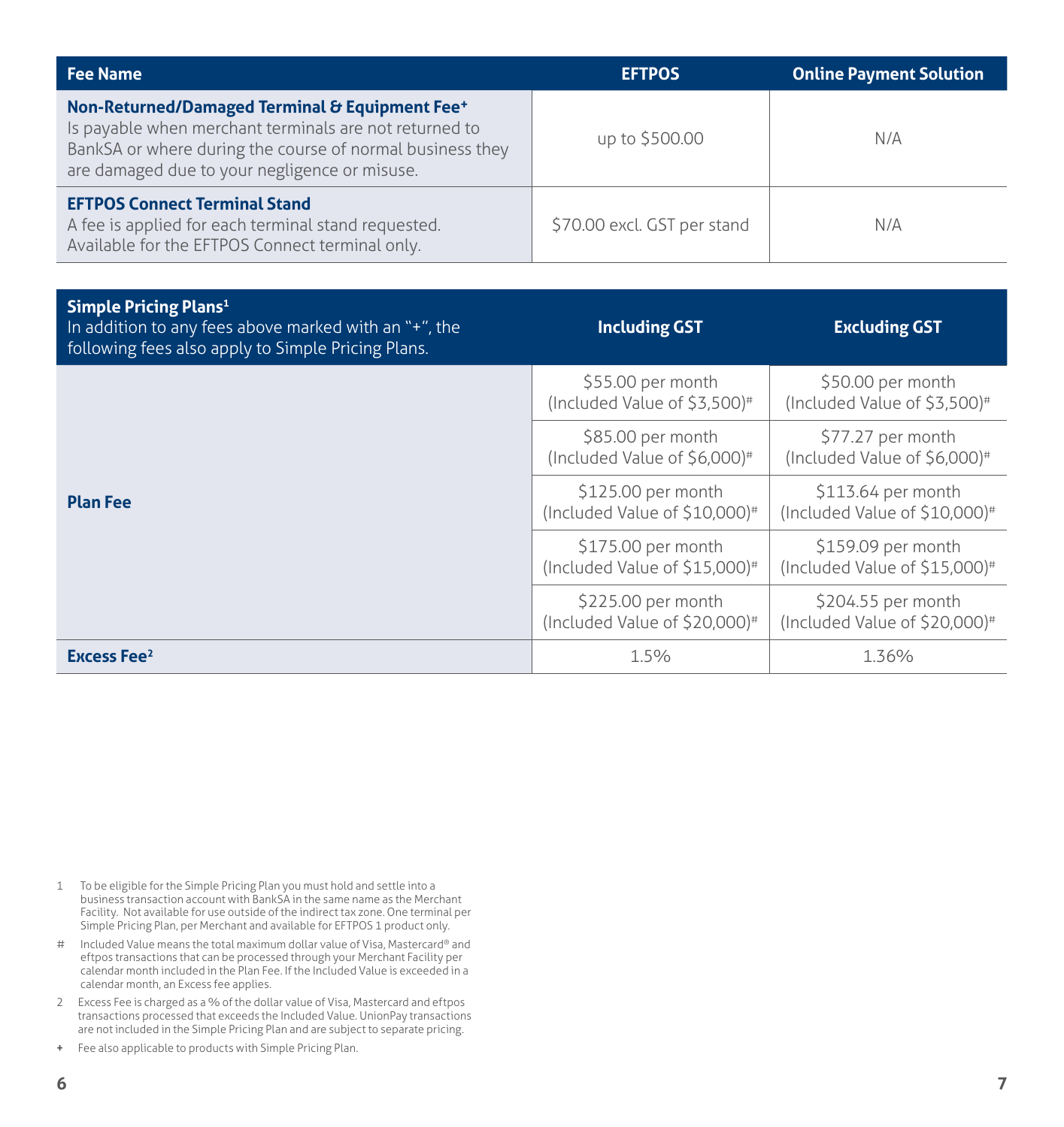| Fee Name | EFTPOS | Online Payment Solution |
| --- | --- | --- |
| **Non-Returned/Damaged Terminal & Equipment Fee+** Is payable when merchant terminals are not returned to BankSA or where during the course of normal business they are damaged due to your negligence or misuse. | up to $500.00 | N/A |
| **EFTPOS Connect Terminal Stand** A fee is applied for each terminal stand requested. Available for the EFTPOS Connect terminal only. | $70.00 excl. GST per stand | N/A |

| **Simple Pricing Plans**[1] In addition to any fees above marked with an "+", the following fees also apply to Simple Pricing Plans. | Including GST | Excluding GST |
| --- | --- | --- |
| **Plan Fee** | $55.00 per month (Included Value of $3,500)# | $50.00 per month (Included Value of $3,500)# |
| | $85.00 per month (Included Value of $6,000)# | $77.27 per month (Included Value of $6,000)# |
| | $125.00 per month (Included Value of $10,000)# | $113.64 per month (Included Value of $10,000)# |
| | $175.00 per month (Included Value of $15,000)# | $159.09 per month (Included Value of $15,000)# |
| | $225.00 per month (Included Value of $20,000)# | $204.55 per month (Included Value of $20,000)# |
| **Excess Fee**[2] | 1.5% | 1.36% |

1 To be eligible for the Simple Pricing Plan you must hold and settle into a business transaction account with BankSA in the same name as the Merchant Facility. Not available for use outside of the indirect tax zone. One terminal per Simple Pricing Plan, per Merchant and available for EFTPOS 1 product only.

# Included Value means the total maximum dollar value of Visa, Mastercard® and eftpos transactions that can be processed through your Merchant Facility per calendar month included in the Plan Fee. If the Included Value is exceeded in a calendar month, an Excess fee applies.

2 Excess Fee is charged as a % of the dollar value of Visa, Mastercard and eftpos transactions processed that exceeds the Included Value. UnionPay transactions are not included in the Simple Pricing Plan and are subject to separate pricing.

+ Fee also applicable to products with Simple Pricing Plan.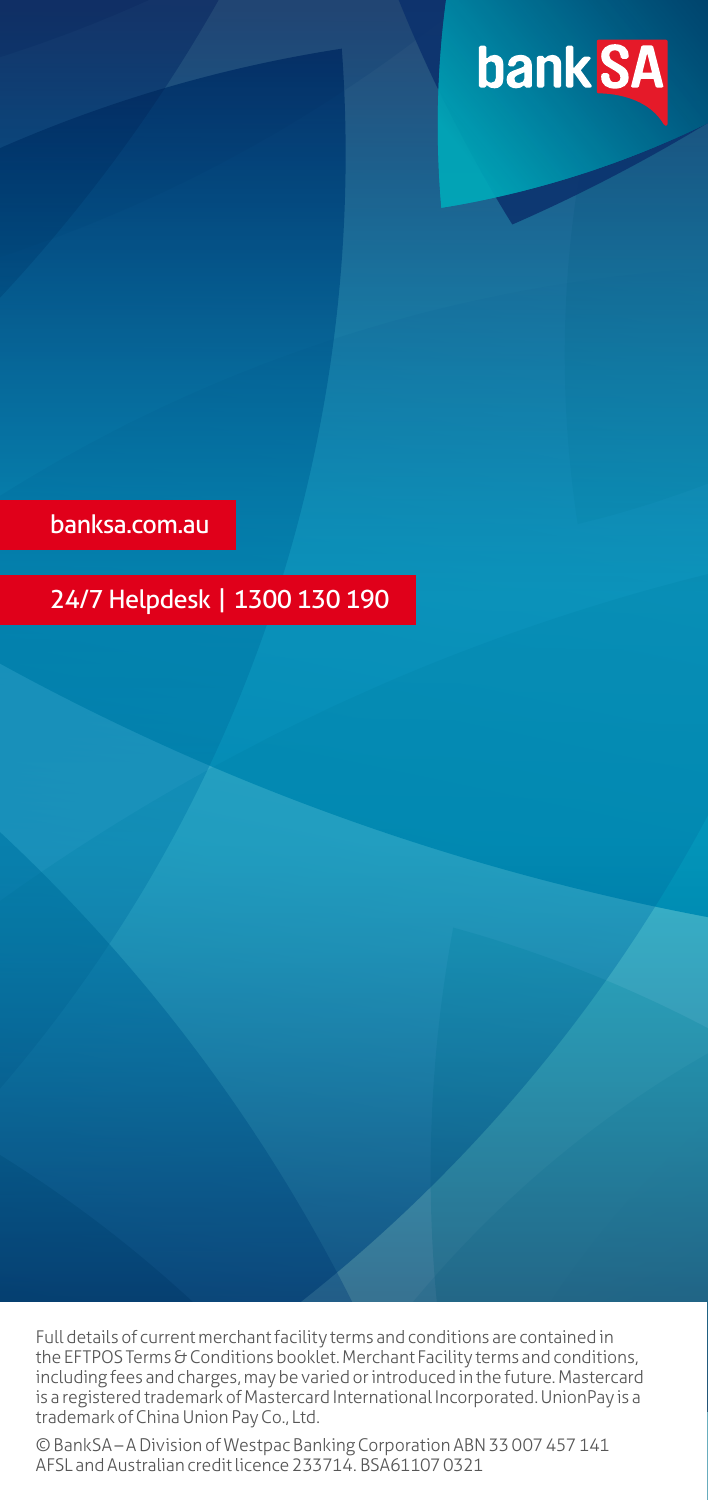bankSA

banksa.com.au

24/7 Helpdesk | 1300 130 190

Full details of current merchant facility terms and conditions are contained in the EFTPOS Terms & Conditions booklet. Merchant Facility terms and conditions, including fees and charges, may be varied or introduced in the future. Mastercard is a registered trademark of Mastercard International Incorporated. UnionPay is a trademark of China Union Pay Co., Ltd.

© BankSA – A Division of Westpac Banking Corporation ABN 33 007 457 141 AFSL and Australian credit licence 233714. BSA61107 0321